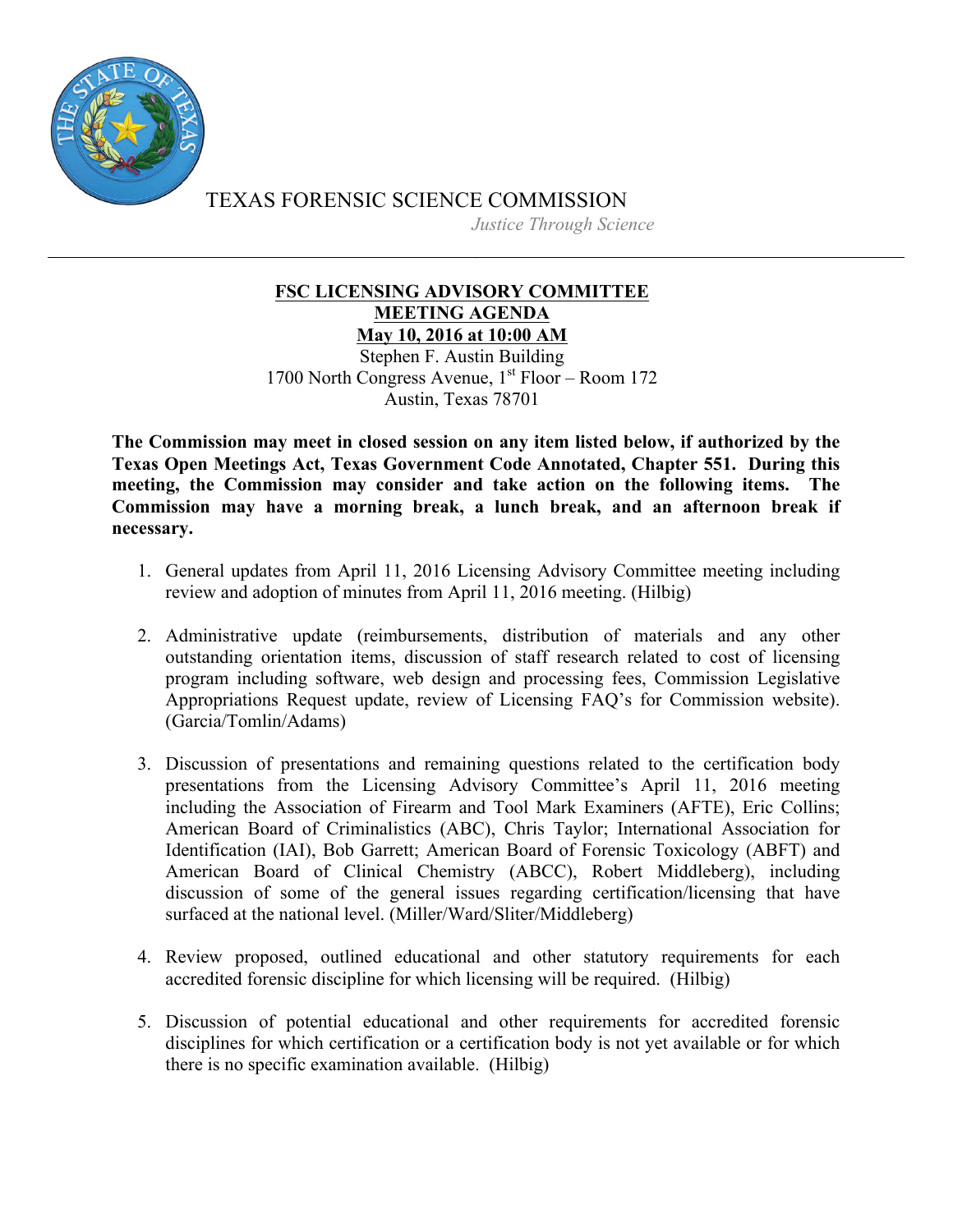TEXAS FORENSIC SCIENCE COMMISSION

*Justice Through Science*

---

## FSC LICENSING ADVISORY COMMITTEE MEETING AGENDA

**May 10, 2016 at 10:00 AM**

Stephen F. Austin Building
1700 North Congress Avenue, 1st Floor – Room 172
Austin, Texas 78701

**The Commission may meet in closed session on any item listed below, if authorized by the Texas Open Meetings Act, Texas Government Code Annotated, Chapter 551. During this meeting, the Commission may consider and take action on the following items. The Commission may have a morning break, a lunch break, and an afternoon break if necessary.**

1. General updates from April 11, 2016 Licensing Advisory Committee meeting including review and adoption of minutes from April 11, 2016 meeting. (Hilbig)

2. Administrative update (reimbursements, distribution of materials and any other outstanding orientation items, discussion of staff research related to cost of licensing program including software, web design and processing fees, Commission Legislative Appropriations Request update, review of Licensing FAQ's for Commission website). (Garcia/Tomlin/Adams)

3. Discussion of presentations and remaining questions related to the certification body presentations from the Licensing Advisory Committee's April 11, 2016 meeting including the Association of Firearm and Tool Mark Examiners (AFTE), Eric Collins; American Board of Criminalistics (ABC), Chris Taylor; International Association for Identification (IAI), Bob Garrett; American Board of Forensic Toxicology (ABFT) and American Board of Clinical Chemistry (ABCC), Robert Middleberg), including discussion of some of the general issues regarding certification/licensing that have surfaced at the national level. (Miller/Ward/Sliter/Middleberg)

4. Review proposed, outlined educational and other statutory requirements for each accredited forensic discipline for which licensing will be required. (Hilbig)

5. Discussion of potential educational and other requirements for accredited forensic disciplines for which certification or a certification body is not yet available or for which there is no specific examination available. (Hilbig)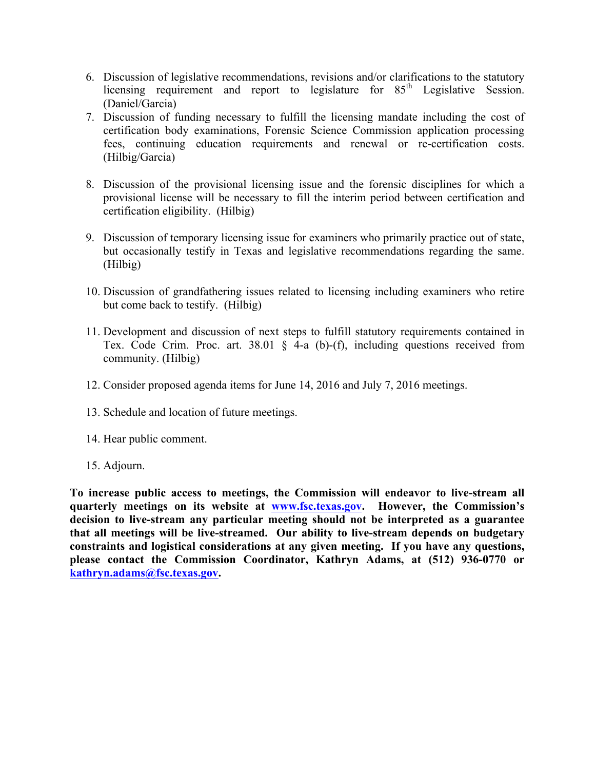6. Discussion of legislative recommendations, revisions and/or clarifications to the statutory licensing requirement and report to legislature for 85th Legislative Session. (Daniel/Garcia)
7. Discussion of funding necessary to fulfill the licensing mandate including the cost of certification body examinations, Forensic Science Commission application processing fees, continuing education requirements and renewal or re-certification costs. (Hilbig/Garcia)
8. Discussion of the provisional licensing issue and the forensic disciplines for which a provisional license will be necessary to fill the interim period between certification and certification eligibility. (Hilbig)
9. Discussion of temporary licensing issue for examiners who primarily practice out of state, but occasionally testify in Texas and legislative recommendations regarding the same. (Hilbig)
10. Discussion of grandfathering issues related to licensing including examiners who retire but come back to testify. (Hilbig)
11. Development and discussion of next steps to fulfill statutory requirements contained in Tex. Code Crim. Proc. art. 38.01 § 4-a (b)-(f), including questions received from community. (Hilbig)
12. Consider proposed agenda items for June 14, 2016 and July 7, 2016 meetings.
13. Schedule and location of future meetings.
14. Hear public comment.
15. Adjourn.

**To increase public access to meetings, the Commission will endeavor to live-stream all quarterly meetings on its website at www.fsc.texas.gov. However, the Commission's decision to live-stream any particular meeting should not be interpreted as a guarantee that all meetings will be live-streamed. Our ability to live-stream depends on budgetary constraints and logistical considerations at any given meeting. If you have any questions, please contact the Commission Coordinator, Kathryn Adams, at (512) 936-0770 or kathryn.adams@fsc.texas.gov.**